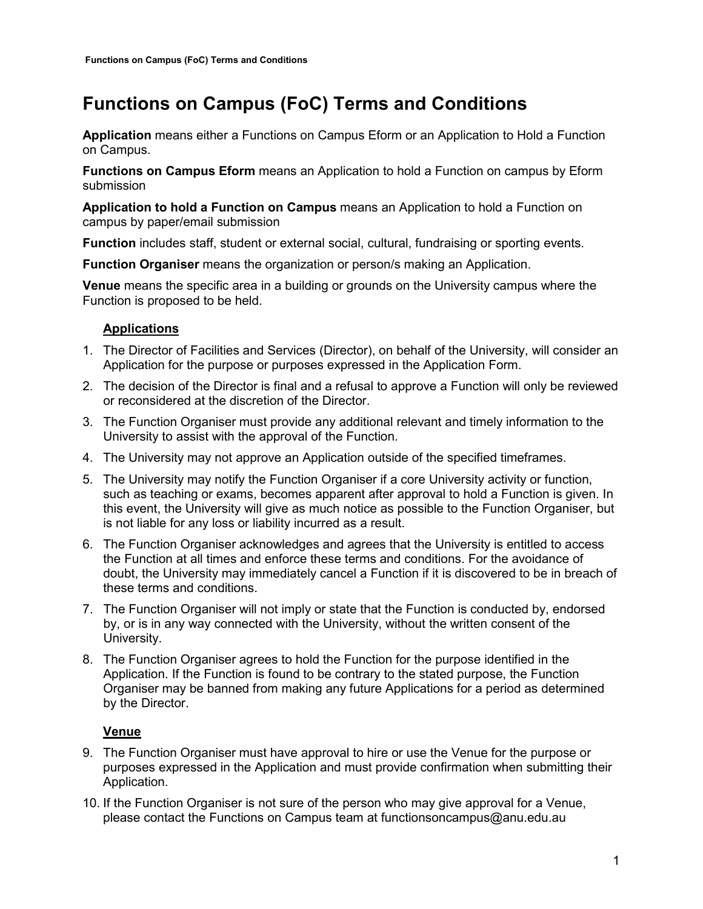# Functions on Campus (FoC) Terms and Conditions

**Application** means either a Functions on Campus Eform or an Application to Hold a Function on Campus.

**Functions on Campus Eform** means an Application to hold a Function on campus by Eform submission

**Application to hold a Function on Campus** means an Application to hold a Function on campus by paper/email submission

**Function** includes staff, student or external social, cultural, fundraising or sporting events.

**Function Organiser** means the organization or person/s making an Application.

**Venue** means the specific area in a building or grounds on the University campus where the Function is proposed to be held.

## Applications

1. The Director of Facilities and Services (Director), on behalf of the University, will consider an Application for the purpose or purposes expressed in the Application Form.
2. The decision of the Director is final and a refusal to approve a Function will only be reviewed or reconsidered at the discretion of the Director.
3. The Function Organiser must provide any additional relevant and timely information to the University to assist with the approval of the Function.
4. The University may not approve an Application outside of the specified timeframes.
5. The University may notify the Function Organiser if a core University activity or function, such as teaching or exams, becomes apparent after approval to hold a Function is given. In this event, the University will give as much notice as possible to the Function Organiser, but is not liable for any loss or liability incurred as a result.
6. The Function Organiser acknowledges and agrees that the University is entitled to access the Function at all times and enforce these terms and conditions. For the avoidance of doubt, the University may immediately cancel a Function if it is discovered to be in breach of these terms and conditions.
7. The Function Organiser will not imply or state that the Function is conducted by, endorsed by, or is in any way connected with the University, without the written consent of the University.
8. The Function Organiser agrees to hold the Function for the purpose identified in the Application. If the Function is found to be contrary to the stated purpose, the Function Organiser may be banned from making any future Applications for a period as determined by the Director.

## Venue

9. The Function Organiser must have approval to hire or use the Venue for the purpose or purposes expressed in the Application and must provide confirmation when submitting their Application.
10. If the Function Organiser is not sure of the person who may give approval for a Venue, please contact the Functions on Campus team at functionsoncampus@anu.edu.au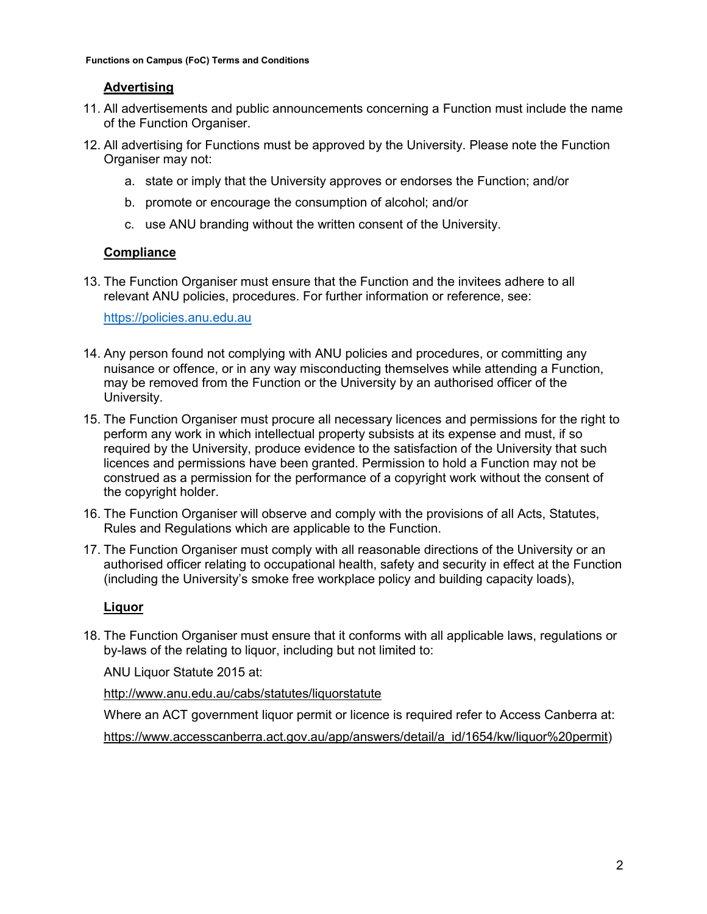## Advertising

11. All advertisements and public announcements concerning a Function must include the name of the Function Organiser.

12. All advertising for Functions must be approved by the University. Please note the Function Organiser may not:

    a. state or imply that the University approves or endorses the Function; and/or

    b. promote or encourage the consumption of alcohol; and/or

    c. use ANU branding without the written consent of the University.

## Compliance

13. The Function Organiser must ensure that the Function and the invitees adhere to all relevant ANU policies, procedures. For further information or reference, see:

    https://policies.anu.edu.au

14. Any person found not complying with ANU policies and procedures, or committing any nuisance or offence, or in any way misconducting themselves while attending a Function, may be removed from the Function or the University by an authorised officer of the University.

15. The Function Organiser must procure all necessary licences and permissions for the right to perform any work in which intellectual property subsists at its expense and must, if so required by the University, produce evidence to the satisfaction of the University that such licences and permissions have been granted. Permission to hold a Function may not be construed as a permission for the performance of a copyright work without the consent of the copyright holder.

16. The Function Organiser will observe and comply with the provisions of all Acts, Statutes, Rules and Regulations which are applicable to the Function.

17. The Function Organiser must comply with all reasonable directions of the University or an authorised officer relating to occupational health, safety and security in effect at the Function (including the University's smoke free workplace policy and building capacity loads),

## Liquor

18. The Function Organiser must ensure that it conforms with all applicable laws, regulations or by-laws of the relating to liquor, including but not limited to:

    ANU Liquor Statute 2015 at:

    http://www.anu.edu.au/cabs/statutes/liquorstatute

    Where an ACT government liquor permit or licence is required refer to Access Canberra at:

    https://www.accesscanberra.act.gov.au/app/answers/detail/a_id/1654/kw/liquor%20permit)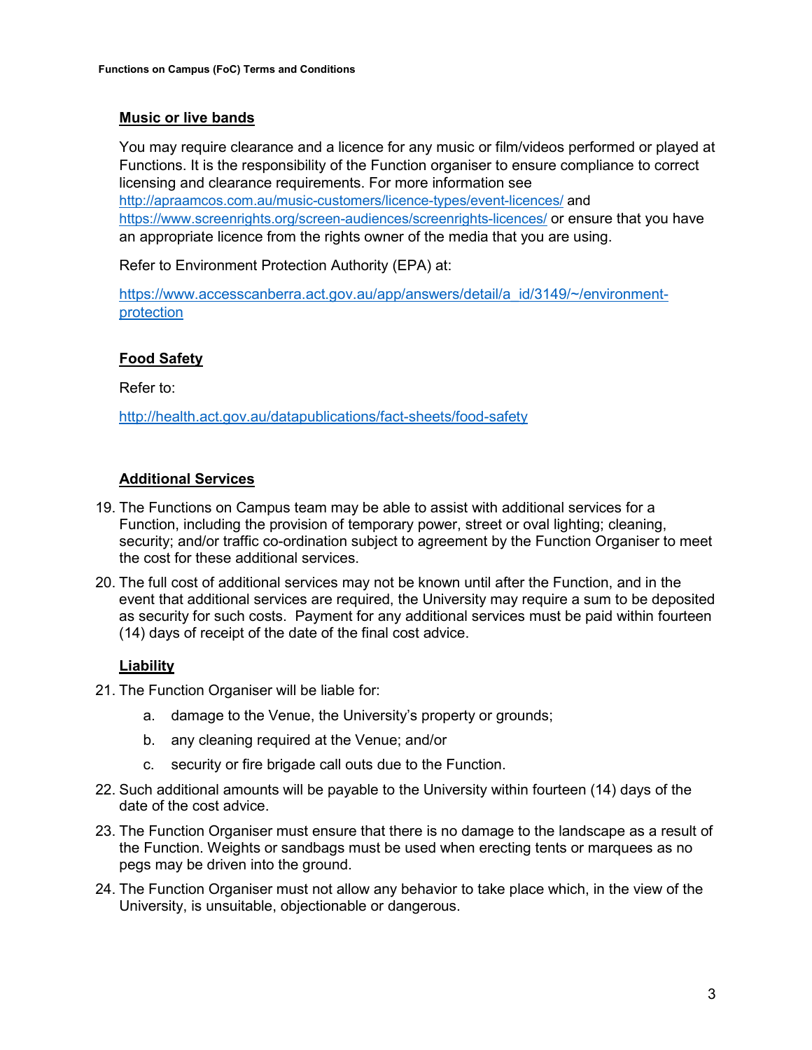## Music or live bands

You may require clearance and a licence for any music or film/videos performed or played at Functions. It is the responsibility of the Function organiser to ensure compliance to correct licensing and clearance requirements. For more information see http://apraamcos.com.au/music-customers/licence-types/event-licences/ and https://www.screenrights.org/screen-audiences/screenrights-licences/ or ensure that you have an appropriate licence from the rights owner of the media that you are using.

Refer to Environment Protection Authority (EPA) at:

https://www.accesscanberra.act.gov.au/app/answers/detail/a_id/3149/~/environment-protection

## Food Safety

Refer to:

http://health.act.gov.au/datapublications/fact-sheets/food-safety

## Additional Services

19. The Functions on Campus team may be able to assist with additional services for a Function, including the provision of temporary power, street or oval lighting; cleaning, security; and/or traffic co-ordination subject to agreement by the Function Organiser to meet the cost for these additional services.
20. The full cost of additional services may not be known until after the Function, and in the event that additional services are required, the University may require a sum to be deposited as security for such costs. Payment for any additional services must be paid within fourteen (14) days of receipt of the date of the final cost advice.

## Liability

21. The Function Organiser will be liable for:
    a. damage to the Venue, the University's property or grounds;
    b. any cleaning required at the Venue; and/or
    c. security or fire brigade call outs due to the Function.
22. Such additional amounts will be payable to the University within fourteen (14) days of the date of the cost advice.
23. The Function Organiser must ensure that there is no damage to the landscape as a result of the Function. Weights or sandbags must be used when erecting tents or marquees as no pegs may be driven into the ground.
24. The Function Organiser must not allow any behavior to take place which, in the view of the University, is unsuitable, objectionable or dangerous.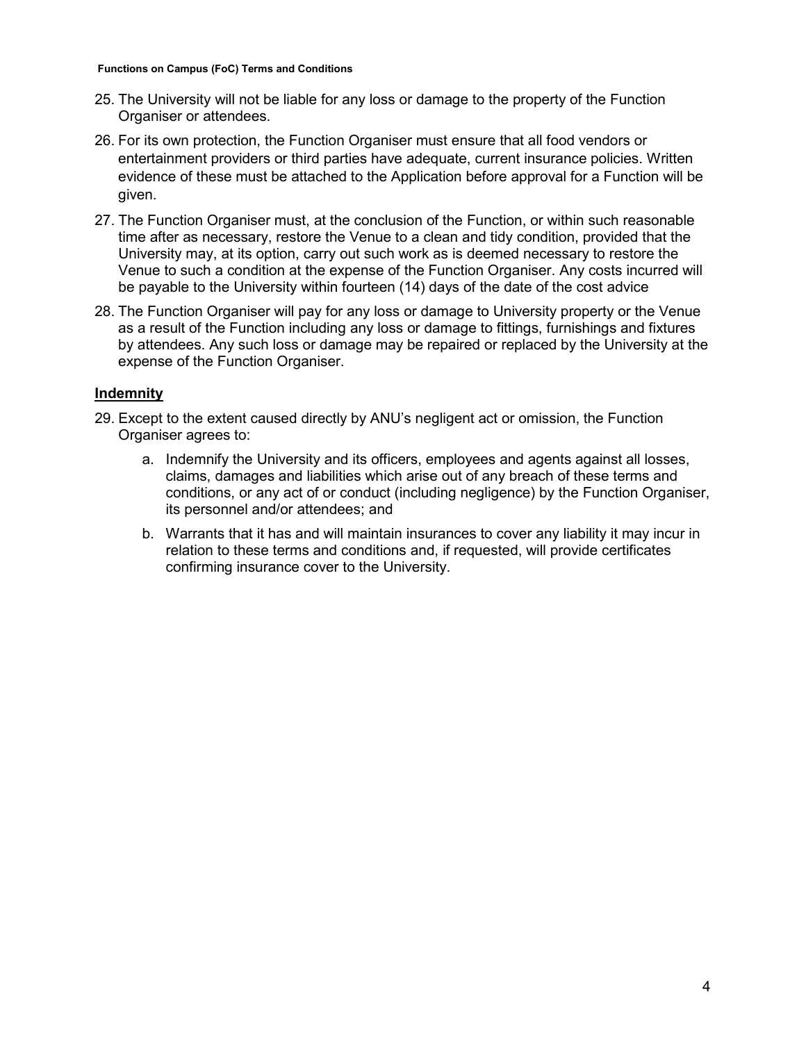25. The University will not be liable for any loss or damage to the property of the Function Organiser or attendees.
26. For its own protection, the Function Organiser must ensure that all food vendors or entertainment providers or third parties have adequate, current insurance policies. Written evidence of these must be attached to the Application before approval for a Function will be given.
27. The Function Organiser must, at the conclusion of the Function, or within such reasonable time after as necessary, restore the Venue to a clean and tidy condition, provided that the University may, at its option, carry out such work as is deemed necessary to restore the Venue to such a condition at the expense of the Function Organiser. Any costs incurred will be payable to the University within fourteen (14) days of the date of the cost advice
28. The Function Organiser will pay for any loss or damage to University property or the Venue as a result of the Function including any loss or damage to fittings, furnishings and fixtures by attendees. Any such loss or damage may be repaired or replaced by the University at the expense of the Function Organiser.

## Indemnity

29. Except to the extent caused directly by ANU's negligent act or omission, the Function Organiser agrees to:
    a. Indemnify the University and its officers, employees and agents against all losses, claims, damages and liabilities which arise out of any breach of these terms and conditions, or any act of or conduct (including negligence) by the Function Organiser, its personnel and/or attendees; and
    b. Warrants that it has and will maintain insurances to cover any liability it may incur in relation to these terms and conditions and, if requested, will provide certificates confirming insurance cover to the University.